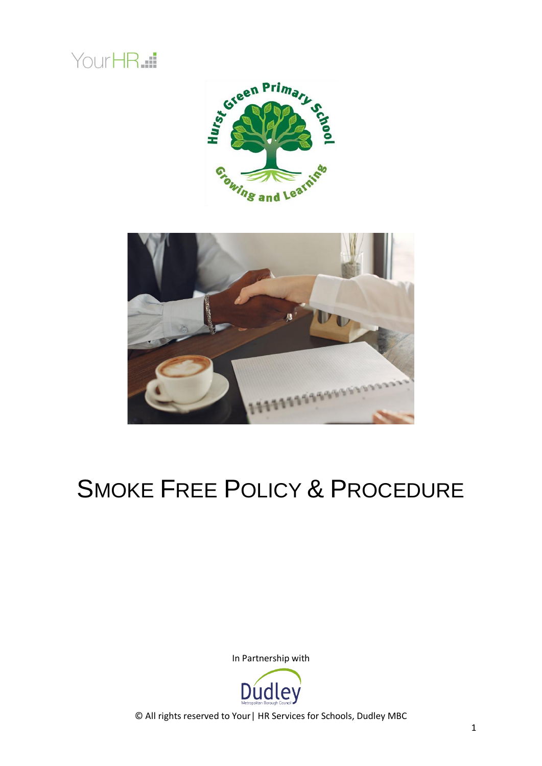# Smoke Free Policy & Procedure

In Partnership with

© All rights reserved to Your| HR Services for Schools, Dudley MBC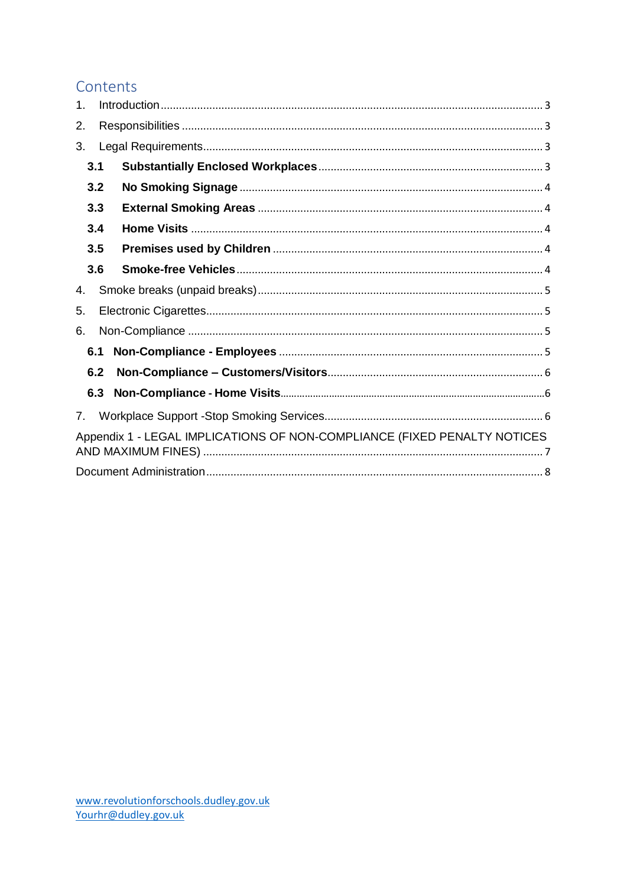## Contents

1. Introduction ..... 3
2. Responsibilities ..... 3
3. Legal Requirements ..... 3
   - **3.1 Substantially Enclosed Workplaces** ..... 3
   - **3.2 No Smoking Signage** ..... 4
   - **3.3 External Smoking Areas** ..... 4
   - **3.4 Home Visits** ..... 4
   - **3.5 Premises used by Children** ..... 4
   - **3.6 Smoke-free Vehicles** ..... 4
4. Smoke breaks (unpaid breaks) ..... 5
5. Electronic Cigarettes ..... 5
6. Non-Compliance ..... 5
   - **6.1 Non-Compliance - Employees** ..... 5
   - **6.2 Non-Compliance – Customers/Visitors** ..... 6
   - **6.3 Non-Compliance - Home Visits** ..... 6
7. Workplace Support -Stop Smoking Services ..... 6

Appendix 1 - LEGAL IMPLICATIONS OF NON-COMPLIANCE (FIXED PENALTY NOTICES AND MAXIMUM FINES) ..... 7

Document Administration ..... 8

www.revolutionforschools.dudley.gov.uk
Yourhr@dudley.gov.uk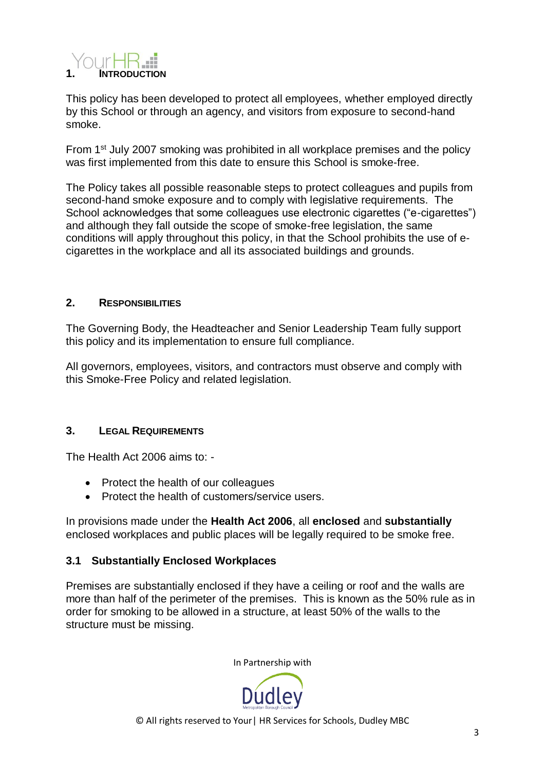## 1. Introduction

This policy has been developed to protect all employees, whether employed directly by this School or through an agency, and visitors from exposure to second-hand smoke.

From 1st July 2007 smoking was prohibited in all workplace premises and the policy was first implemented from this date to ensure this School is smoke-free.

The Policy takes all possible reasonable steps to protect colleagues and pupils from second-hand smoke exposure and to comply with legislative requirements. The School acknowledges that some colleagues use electronic cigarettes ("e-cigarettes") and although they fall outside the scope of smoke-free legislation, the same conditions will apply throughout this policy, in that the School prohibits the use of e-cigarettes in the workplace and all its associated buildings and grounds.

## 2. Responsibilities

The Governing Body, the Headteacher and Senior Leadership Team fully support this policy and its implementation to ensure full compliance.

All governors, employees, visitors, and contractors must observe and comply with this Smoke-Free Policy and related legislation.

## 3. Legal Requirements

The Health Act 2006 aims to: -

- Protect the health of our colleagues
- Protect the health of customers/service users.

In provisions made under the **Health Act 2006**, all **enclosed** and **substantially** enclosed workplaces and public places will be legally required to be smoke free.

### 3.1 Substantially Enclosed Workplaces

Premises are substantially enclosed if they have a ceiling or roof and the walls are more than half of the perimeter of the premises. This is known as the 50% rule as in order for smoking to be allowed in a structure, at least 50% of the walls to the structure must be missing.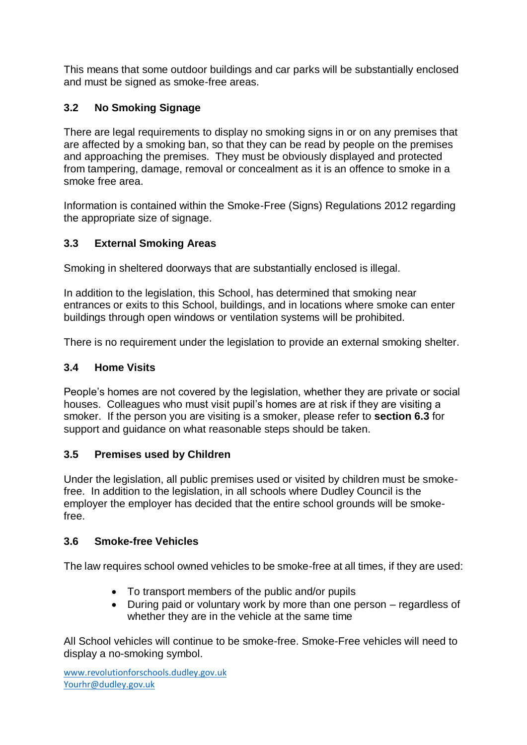This means that some outdoor buildings and car parks will be substantially enclosed and must be signed as smoke-free areas.

### 3.2 No Smoking Signage

There are legal requirements to display no smoking signs in or on any premises that are affected by a smoking ban, so that they can be read by people on the premises and approaching the premises. They must be obviously displayed and protected from tampering, damage, removal or concealment as it is an offence to smoke in a smoke free area.

Information is contained within the Smoke-Free (Signs) Regulations 2012 regarding the appropriate size of signage.

### 3.3 External Smoking Areas

Smoking in sheltered doorways that are substantially enclosed is illegal.

In addition to the legislation, this School, has determined that smoking near entrances or exits to this School, buildings, and in locations where smoke can enter buildings through open windows or ventilation systems will be prohibited.

There is no requirement under the legislation to provide an external smoking shelter.

### 3.4 Home Visits

People's homes are not covered by the legislation, whether they are private or social houses. Colleagues who must visit pupil's homes are at risk if they are visiting a smoker. If the person you are visiting is a smoker, please refer to **section 6.3** for support and guidance on what reasonable steps should be taken.

### 3.5 Premises used by Children

Under the legislation, all public premises used or visited by children must be smoke-free. In addition to the legislation, in all schools where Dudley Council is the employer the employer has decided that the entire school grounds will be smoke-free.

### 3.6 Smoke-free Vehicles

The law requires school owned vehicles to be smoke-free at all times, if they are used:

- To transport members of the public and/or pupils
- During paid or voluntary work by more than one person – regardless of whether they are in the vehicle at the same time

All School vehicles will continue to be smoke-free. Smoke-Free vehicles will need to display a no-smoking symbol.

www.revolutionforschools.dudley.gov.uk
Yourhr@dudley.gov.uk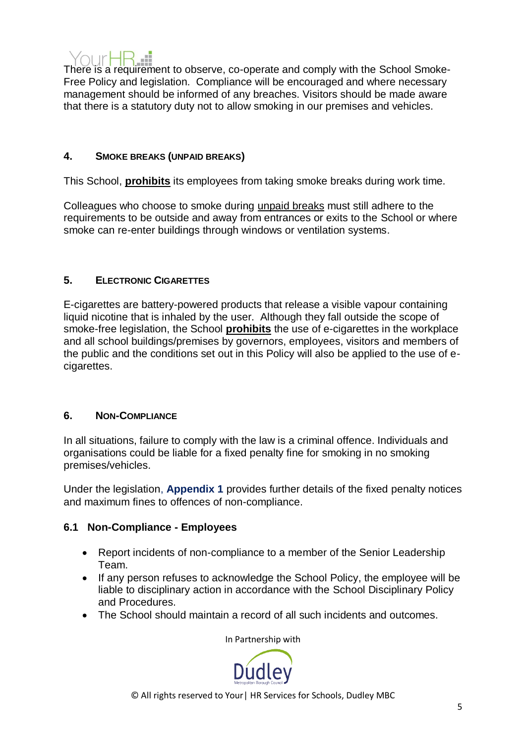There is a requirement to observe, co-operate and comply with the School Smoke-Free Policy and legislation. Compliance will be encouraged and where necessary management should be informed of any breaches. Visitors should be made aware that there is a statutory duty not to allow smoking in our premises and vehicles.

## 4. Smoke Breaks (Unpaid Breaks)

This School, **prohibits** its employees from taking smoke breaks during work time.

Colleagues who choose to smoke during unpaid breaks must still adhere to the requirements to be outside and away from entrances or exits to the School or where smoke can re-enter buildings through windows or ventilation systems.

## 5. Electronic Cigarettes

E-cigarettes are battery-powered products that release a visible vapour containing liquid nicotine that is inhaled by the user. Although they fall outside the scope of smoke-free legislation, the School **prohibits** the use of e-cigarettes in the workplace and all school buildings/premises by governors, employees, visitors and members of the public and the conditions set out in this Policy will also be applied to the use of e-cigarettes.

## 6. Non-Compliance

In all situations, failure to comply with the law is a criminal offence. Individuals and organisations could be liable for a fixed penalty fine for smoking in no smoking premises/vehicles.

Under the legislation, **Appendix 1** provides further details of the fixed penalty notices and maximum fines to offences of non-compliance.

### 6.1 Non-Compliance - Employees

- Report incidents of non-compliance to a member of the Senior Leadership Team.
- If any person refuses to acknowledge the School Policy, the employee will be liable to disciplinary action in accordance with the School Disciplinary Policy and Procedures.
- The School should maintain a record of all such incidents and outcomes.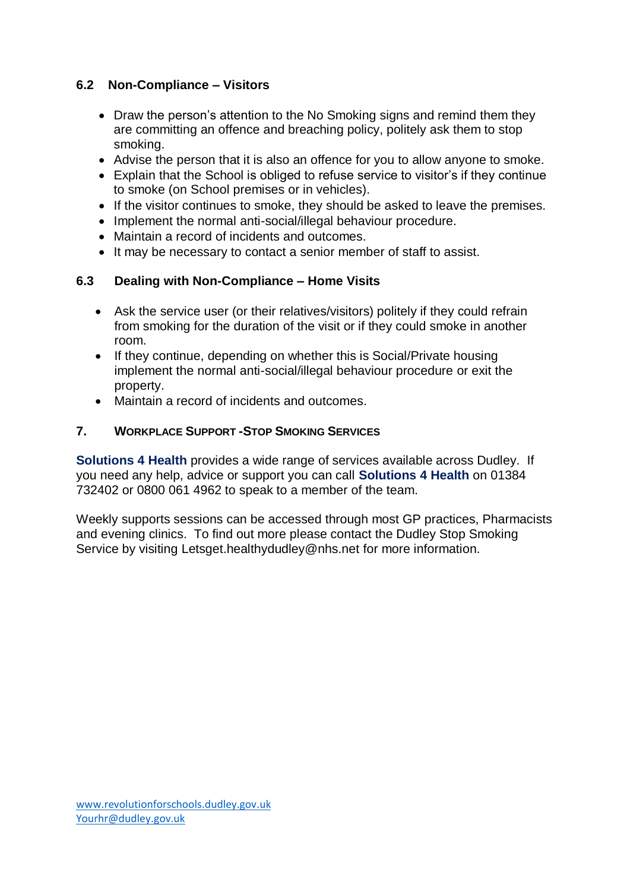### 6.2 Non-Compliance – Visitors

- Draw the person's attention to the No Smoking signs and remind them they are committing an offence and breaching policy, politely ask them to stop smoking.
- Advise the person that it is also an offence for you to allow anyone to smoke.
- Explain that the School is obliged to refuse service to visitor's if they continue to smoke (on School premises or in vehicles).
- If the visitor continues to smoke, they should be asked to leave the premises.
- Implement the normal anti-social/illegal behaviour procedure.
- Maintain a record of incidents and outcomes.
- It may be necessary to contact a senior member of staff to assist.

### 6.3 Dealing with Non-Compliance – Home Visits

- Ask the service user (or their relatives/visitors) politely if they could refrain from smoking for the duration of the visit or if they could smoke in another room.
- If they continue, depending on whether this is Social/Private housing implement the normal anti-social/illegal behaviour procedure or exit the property.
- Maintain a record of incidents and outcomes.

## 7. WORKPLACE SUPPORT - STOP SMOKING SERVICES

**Solutions 4 Health** provides a wide range of services available across Dudley. If you need any help, advice or support you can call **Solutions 4 Health** on 01384 732402 or 0800 061 4962 to speak to a member of the team.

Weekly supports sessions can be accessed through most GP practices, Pharmacists and evening clinics. To find out more please contact the Dudley Stop Smoking Service by visiting Letsget.healthydudley@nhs.net for more information.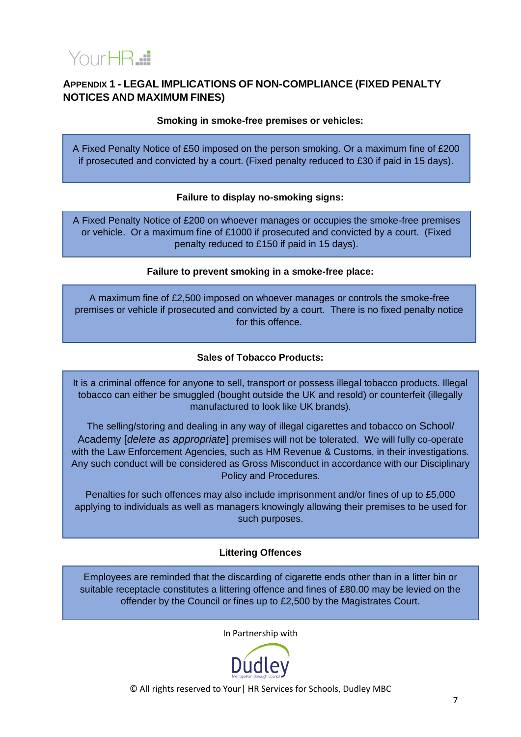## APPENDIX 1 - LEGAL IMPLICATIONS OF NON-COMPLIANCE (FIXED PENALTY NOTICES AND MAXIMUM FINES)

**Smoking in smoke-free premises or vehicles:**

A Fixed Penalty Notice of £50 imposed on the person smoking. Or a maximum fine of £200 if prosecuted and convicted by a court. (Fixed penalty reduced to £30 if paid in 15 days).

**Failure to display no-smoking signs:**

A Fixed Penalty Notice of £200 on whoever manages or occupies the smoke-free premises or vehicle. Or a maximum fine of £1000 if prosecuted and convicted by a court. (Fixed penalty reduced to £150 if paid in 15 days).

**Failure to prevent smoking in a smoke-free place:**

A maximum fine of £2,500 imposed on whoever manages or controls the smoke-free premises or vehicle if prosecuted and convicted by a court. There is no fixed penalty notice for this offence.

**Sales of Tobacco Products:**

It is a criminal offence for anyone to sell, transport or possess illegal tobacco products. Illegal tobacco can either be smuggled (bought outside the UK and resold) or counterfeit (illegally manufactured to look like UK brands).

The selling/storing and dealing in any way of illegal cigarettes and tobacco on School/ Academy [*delete as appropriate*] premises will not be tolerated. We will fully co-operate with the Law Enforcement Agencies, such as HM Revenue & Customs, in their investigations. Any such conduct will be considered as Gross Misconduct in accordance with our Disciplinary Policy and Procedures.

Penalties for such offences may also include imprisonment and/or fines of up to £5,000 applying to individuals as well as managers knowingly allowing their premises to be used for such purposes.

**Littering Offences**

Employees are reminded that the discarding of cigarette ends other than in a litter bin or suitable receptacle constitutes a littering offence and fines of £80.00 may be levied on the offender by the Council or fines up to £2,500 by the Magistrates Court.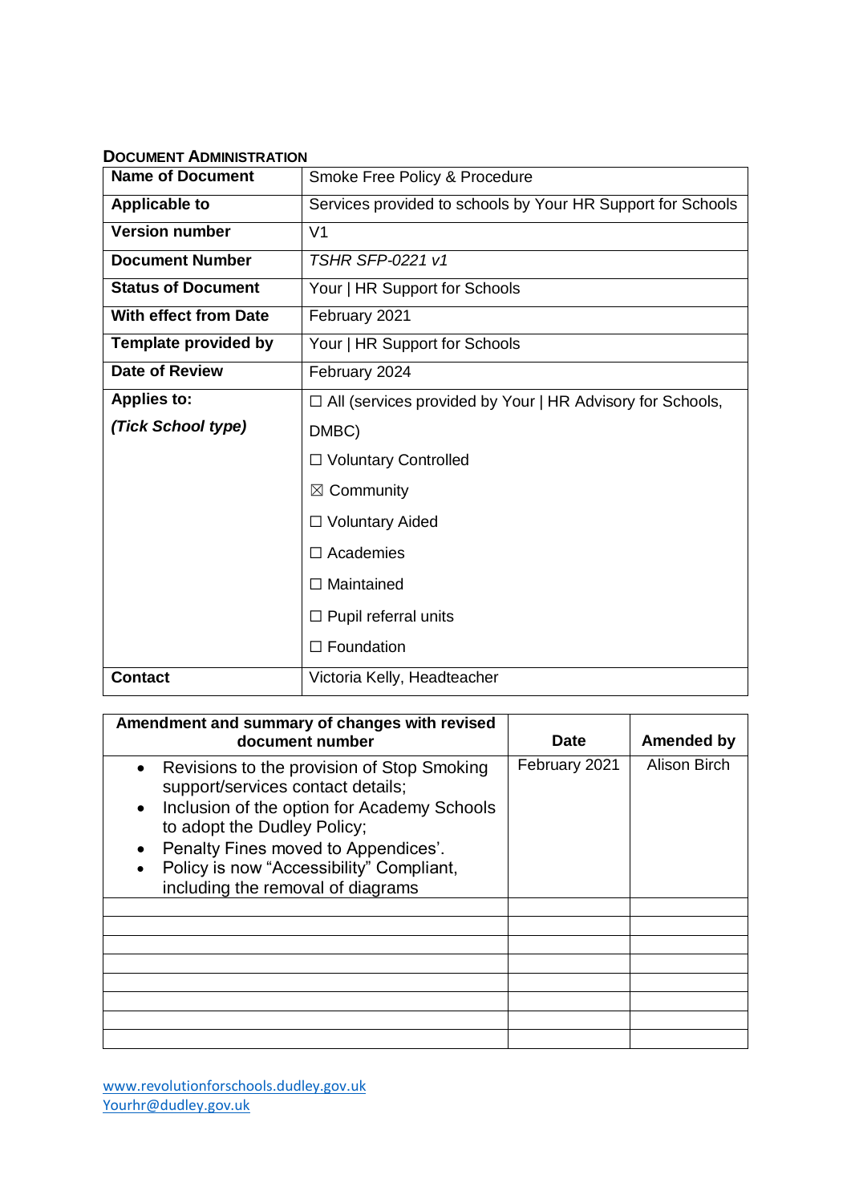## Document Administration

| Name of Document | Smoke Free Policy & Procedure |
|---|---|
| **Applicable to** | Services provided to schools by Your HR Support for Schools |
| **Version number** | V1 |
| **Document Number** | *TSHR SFP-0221 v1* |
| **Status of Document** | Your \| HR Support for Schools |
| **With effect from Date** | February 2021 |
| **Template provided by** | Your \| HR Support for Schools |
| **Date of Review** | February 2024 |
| **Applies to:** *(Tick School type)* | ☐ All (services provided by Your \| HR Advisory for Schools, DMBC)<br>☐ Voluntary Controlled<br>☒ Community<br>☐ Voluntary Aided<br>☐ Academies<br>☐ Maintained<br>☐ Pupil referral units<br>☐ Foundation |
| **Contact** | Victoria Kelly, Headteacher |

| Amendment and summary of changes with revised document number | Date | Amended by |
|---|---|---|
| • Revisions to the provision of Stop Smoking support/services contact details;<br>• Inclusion of the option for Academy Schools to adopt the Dudley Policy;<br>• Penalty Fines moved to Appendices'.<br>• Policy is now "Accessibility" Compliant, including the removal of diagrams | February 2021 | Alison Birch |
| | | |
| | | |
| | | |
| | | |
| | | |
| | | |
| | | |
| | | |

www.revolutionforschools.dudley.gov.uk
Yourhr@dudley.gov.uk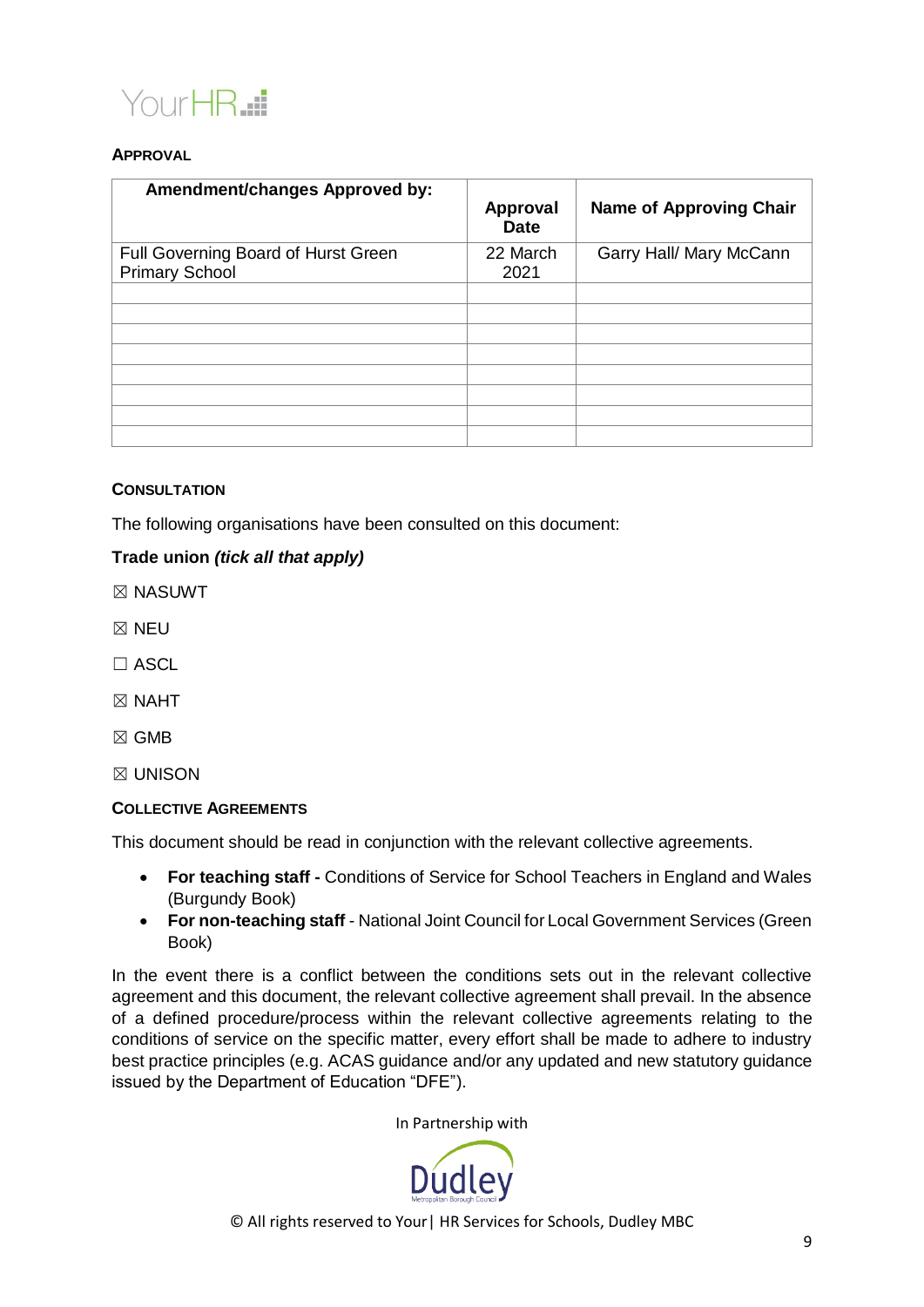### APPROVAL

| Amendment/changes Approved by: | Approval Date | Name of Approving Chair |
|---|---|---|
| Full Governing Board of Hurst Green Primary School | 22 March 2021 | Garry Hall/ Mary McCann |
| | | |
| | | |
| | | |
| | | |
| | | |
| | | |
| | | |
| | | |

### CONSULTATION

The following organisations have been consulted on this document:

**Trade union *(tick all that apply)***

☒ NASUWT

☒ NEU

☐ ASCL

☒ NAHT

☒ GMB

☒ UNISON

### COLLECTIVE AGREEMENTS

This document should be read in conjunction with the relevant collective agreements.

- **For teaching staff -** Conditions of Service for School Teachers in England and Wales (Burgundy Book)
- **For non-teaching staff** - National Joint Council for Local Government Services (Green Book)

In the event there is a conflict between the conditions sets out in the relevant collective agreement and this document, the relevant collective agreement shall prevail. In the absence of a defined procedure/process within the relevant collective agreements relating to the conditions of service on the specific matter, every effort shall be made to adhere to industry best practice principles (e.g. ACAS guidance and/or any updated and new statutory guidance issued by the Department of Education "DFE").